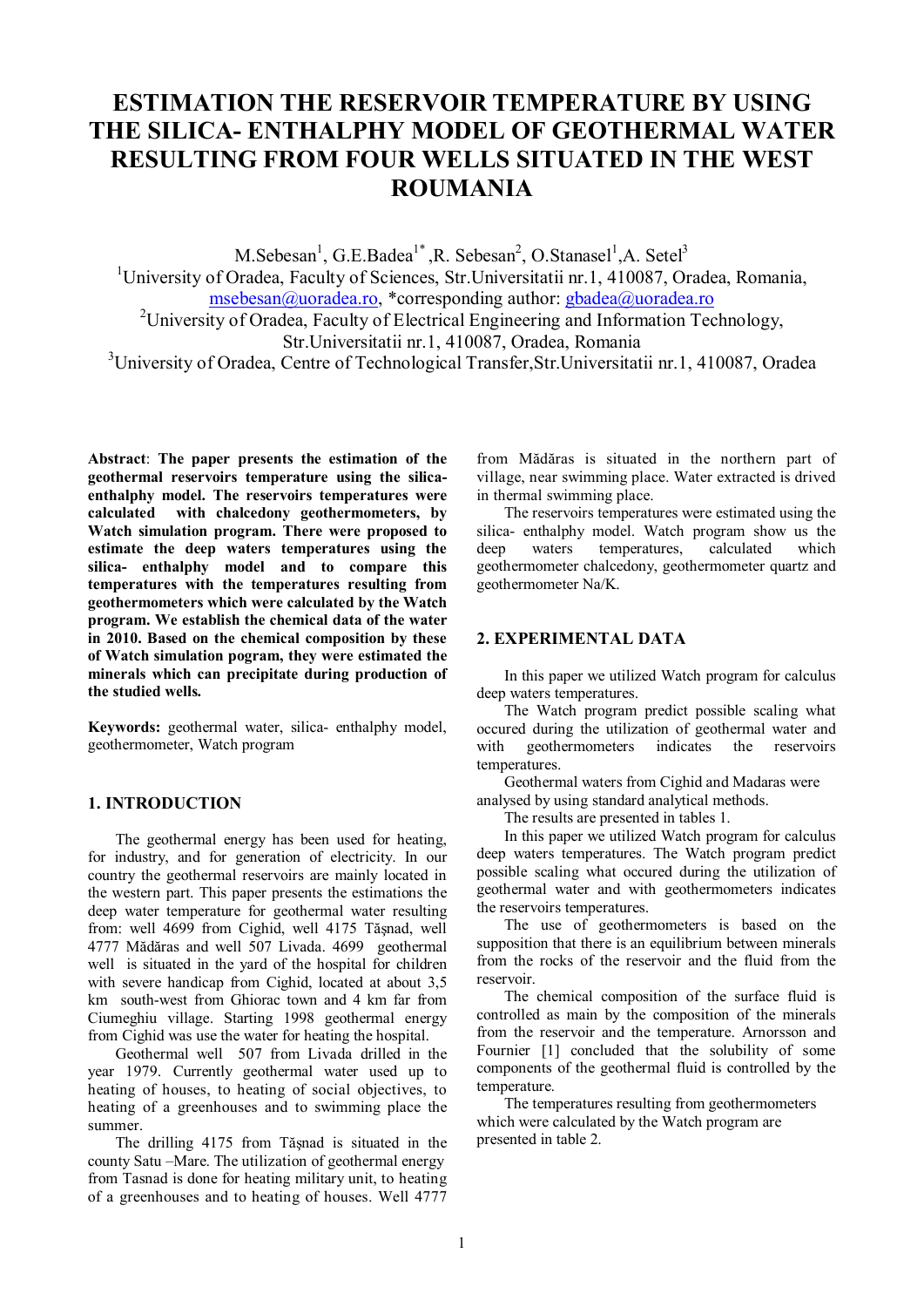# ESTIMATION THE RESERVOIR TEMPERATURE BY USING THE SILICA- ENTHALPHY MODEL OF GEOTHERMAL WATER RESULTING FROM FOUR WELLS SITUATED IN THE WEST ROUMANIA

M.Sebesan[1], G.E.Badea[1*] ,R. Sebesan[2], O.Stanasel[1],A. Setel[3]

[1]University of Oradea, Faculty of Sciences, Str.Universitatii nr.1, 410087, Oradea, Romania, msebesan@uoradea.ro, *corresponding author: gbadea@uoradea.ro

[2]University of Oradea, Faculty of Electrical Engineering and Information Technology, Str.Universitatii nr.1, 410087, Oradea, Romania

[3]University of Oradea, Centre of Technological Transfer,Str.Universitatii nr.1, 410087, Oradea

**Abstract**: **The paper presents the estimation of the geothermal reservoirs temperature using the silica- enthalphy model. The reservoirs temperatures were calculated with chalcedony geothermometers, by Watch simulation program. There were proposed to estimate the deep waters temperatures using the silica- enthalpy model and to compare this temperatures with the temperatures resulting from geothermometers which were calculated by the Watch program. We establish the chemical data of the water in 2010. Based on the chemical composition by these of Watch simulation pogram, they were estimated the minerals which can precipitate during production of the studied wells.**

**Keywords:** geothermal water, silica- enthalphy model, geothermometer, Watch program

## 1. INTRODUCTION

The geothermal energy has been used for heating, for industry, and for generation of electricity. In our country the geothermal reservoirs are mainly located in the western part. This paper presents the estimations the deep water temperature for geothermal water resulting from: well 4699 from Cighid, well 4175 Tăşnad, well 4777 Mădăras and well 507 Livada. 4699 geothermal well is situated in the yard of the hospital for children with severe handicap from Cighid, located at about 3,5 km south-west from Ghiorac town and 4 km far from Ciumeghiu village. Starting 1998 geothermal energy from Cighid was use the water for heating the hospital.

Geothermal well 507 from Livada drilled in the year 1979. Currently geothermal water used up to heating of houses, to heating of social objectives, to heating of a greenhouses and to swimming place the summer.

The drilling 4175 from Tăşnad is situated in the county Satu –Mare. The utilization of geothermal energy from Tasnad is done for heating military unit, to heating of a greenhouses and to heating of houses. Well 4777 from Mădăras is situated in the northern part of village, near swimming place. Water extracted is drived in thermal swimming place.

The reservoirs temperatures were estimated using the silica- enthalpy model. Watch program show us the deep waters temperatures, calculated which geothermometer chalcedony, geothermometer quartz and geothermometer Na/K.

## 2. EXPERIMENTAL DATA

In this paper we utilized Watch program for calculus deep waters temperatures.

The Watch program predict possible scaling what occured during the utilization of geothermal water and with geothermometers indicates the reservoirs temperatures.

Geothermal waters from Cighid and Madaras were analysed by using standard analytical methods.

The results are presented in tables 1.

In this paper we utilized Watch program for calculus deep waters temperatures. The Watch program predict possible scaling what occured during the utilization of geothermal water and with geothermometers indicates the reservoirs temperatures.

The use of geothermometers is based on the supposition that there is an equilibrium between minerals from the rocks of the reservoir and the fluid from the reservoir.

The chemical composition of the surface fluid is controlled as main by the composition of the minerals from the reservoir and the temperature. Arnorsson and Fournier [1] concluded that the solubility of some components of the geothermal fluid is controlled by the temperature.

The temperatures resulting from geothermometers which were calculated by the Watch program are presented in table 2.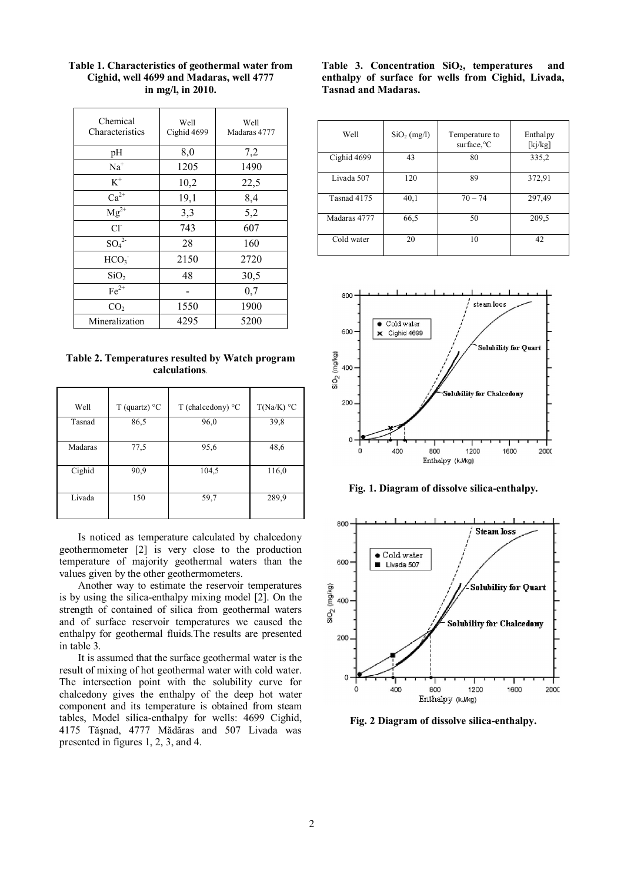**Table 1. Characteristics of geothermal water from Cighid, well 4699 and Madaras, well 4777 in mg/l, in 2010.**

| Chemical Characteristics | Well Cighid 4699 | Well Madaras 4777 |
|---|---|---|
| pH | 8,0 | 7,2 |
| $Na^+$ | 1205 | 1490 |
| $K^+$ | 10,2 | 22,5 |
| $Ca^{2+}$ | 19,1 | 8,4 |
| $Mg^{2+}$ | 3,3 | 5,2 |
| $Cl^-$ | 743 | 607 |
| $SO_4^{2-}$ | 28 | 160 |
| $HCO_3^-$ | 2150 | 2720 |
| $SiO_2$ | 48 | 30,5 |
| $Fe^{2+}$ | - | 0,7 |
| $CO_2$ | 1550 | 1900 |
| Mineralization | 4295 | 5200 |

**Table 2. Temperatures resulted by Watch program calculations.**

| Well | T (quartz) °C | T (chalcedony) °C | T(Na/K) °C |
|---|---|---|---|
| Tasnad | 86,5 | 96,0 | 39,8 |
| Madaras | 77,5 | 95,6 | 48,6 |
| Cighid | 90,9 | 104,5 | 116,0 |
| Livada | 150 | 59,7 | 289,9 |

Is noticed as temperature calculated by chalcedony geothermometer [2] is very close to the production temperature of majority geothermal waters than the values given by the other geothermometers.

Another way to estimate the reservoir temperatures is by using the silica-enthalpy mixing model [2]. On the strength of contained of silica from geothermal waters and of surface reservoir temperatures we caused the enthalpy for geothermal fluids.The results are presented in table 3.

It is assumed that the surface geothermal water is the result of mixing of hot geothermal water with cold water. The intersection point with the solubility curve for chalcedony gives the enthalpy of the deep hot water component and its temperature is obtained from steam tables, Model silica-enthalpy for wells: 4699 Cighid, 4175 Tăşnad, 4777 Mădăras and 507 Livada was presented in figures 1, 2, 3, and 4.

**Table 3. Concentration $SiO_2$, temperatures and enthalpy of surface for wells from Cighid, Livada, Tasnad and Madaras.**

| Well | $SiO_2$ (mg/l) | Temperature to surface,°C | Enthalpy [kj/kg] |
|---|---|---|---|
| Cighid 4699 | 43 | 80 | 335,2 |
| Livada 507 | 120 | 89 | 372,91 |
| Tasnad 4175 | 40,1 | 70 – 74 | 297,49 |
| Madaras 4777 | 66,5 | 50 | 209,5 |
| Cold water | 20 | 10 | 42 |

**Fig. 1. Diagram of dissolve silica-enthalpy.**

**Fig. 2 Diagram of dissolve silica-enthalpy.**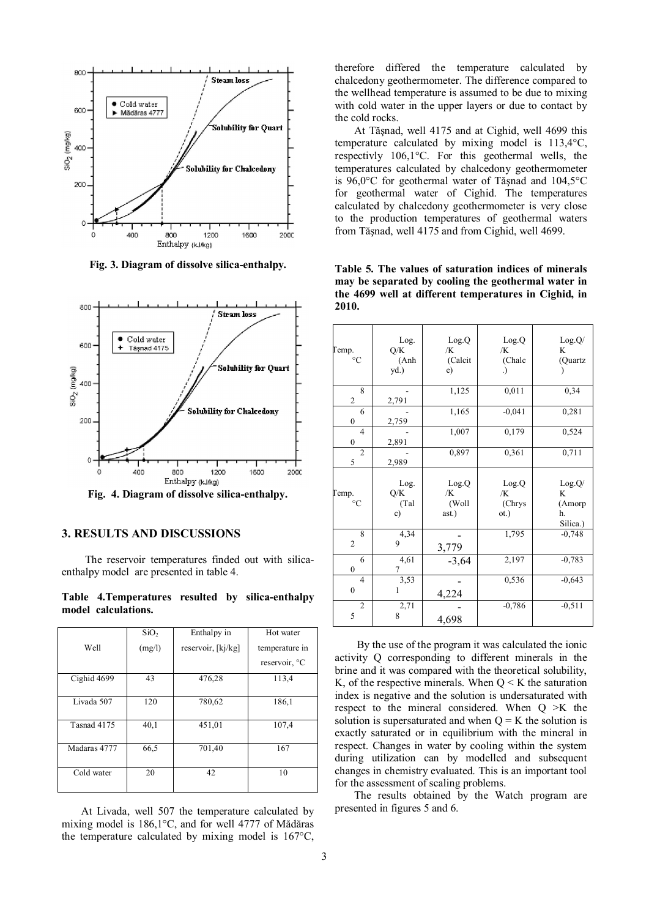Fig. 3. Diagram of dissolve silica-enthalpy.

Fig. 4. Diagram of dissolve silica-enthalpy.

## 3. RESULTS AND DISCUSSIONS

The reservoir temperatures finded out with silica-enthalpy model are presented in table 4.

**Table 4.Temperatures resulted by silica-enthalpy model calculations.**

| Well | $SiO_2$ (mg/l) | Enthalpy in reservoir, [kj/kg] | Hot water temperature in reservoir, °C |
|---|---|---|---|
| Cighid 4699 | 43 | 476,28 | 113,4 |
| Livada 507 | 120 | 780,62 | 186,1 |
| Tasnad 4175 | 40,1 | 451,01 | 107,4 |
| Madaras 4777 | 66,5 | 701,40 | 167 |
| Cold water | 20 | 42 | 10 |

At Livada, well 507 the temperature calculated by mixing model is 186,1°C, and for well 4777 of Mădăras the temperature calculated by mixing model is 167°C, therefore differed the temperature calculated by chalcedony geothermometer. The difference compared to the wellhead temperature is assumed to be due to mixing with cold water in the upper layers or due to contact by the cold rocks.

At Tăşnad, well 4175 and at Cighid, well 4699 this temperature calculated by mixing model is 113,4°C, respectivly 106,1°C. For this geothermal wells, the temperatures calculated by chalcedony geothermometer is 96,0°C for geothermal water of Tăşnad and 104,5°C for geothermal water of Cighid. The temperatures calculated by chalcedony geothermometer is very close to the production temperatures of geothermal waters from Tăşnad, well 4175 and from Cighid, well 4699.

**Table 5. The values of saturation indices of minerals may be separated by cooling the geothermal water in the 4699 well at different temperatures in Cighid, in 2010.**

| Temp. °C | Log. Q/K (Anhyd.) | Log.Q/K (Calcite) | Log.Q/K (Chalc.) | Log.Q/K (Quartz) |
|---|---|---|---|---|
| 82 | -2,791 | 1,125 | 0,011 | 0,34 |
| 60 | -2,759 | 1,165 | -0,041 | 0,281 |
| 40 | -2,891 | 1,007 | 0,179 | 0,524 |
| 25 | -2,989 | 0,897 | 0,361 | 0,711 |
| **Temp. °C** | **Log. Q/K (Talc)** | **Log.Q/K (Wollast.)** | **Log.Q/K (Chrysot.)** | **Log.Q/K (Amorph. Silica.)** |
| 82 | 4,349 | -3,779 | 1,795 | -0,748 |
| 60 | 4,617 | -3,64 | 2,197 | -0,783 |
| 40 | 3,531 | -4,224 | 0,536 | -0,643 |
| 25 | 2,718 | -4,698 | -0,786 | -0,511 |

By the use of the program it was calculated the ionic activity Q corresponding to different minerals in the brine and it was compared with the theoretical solubility, K, of the respective minerals. When $Q < K$ the saturation index is negative and the solution is undersaturated with respect to the mineral considered. When $Q > K$ the solution is supersaturated and when $Q = K$ the solution is exactly saturated or in equilibrium with the mineral in respect. Changes in water by cooling within the system during utilization can by modelled and subsequent changes in chemistry evaluated. This is an important tool for the assessment of scaling problems.

The results obtained by the Watch program are presented in figures 5 and 6.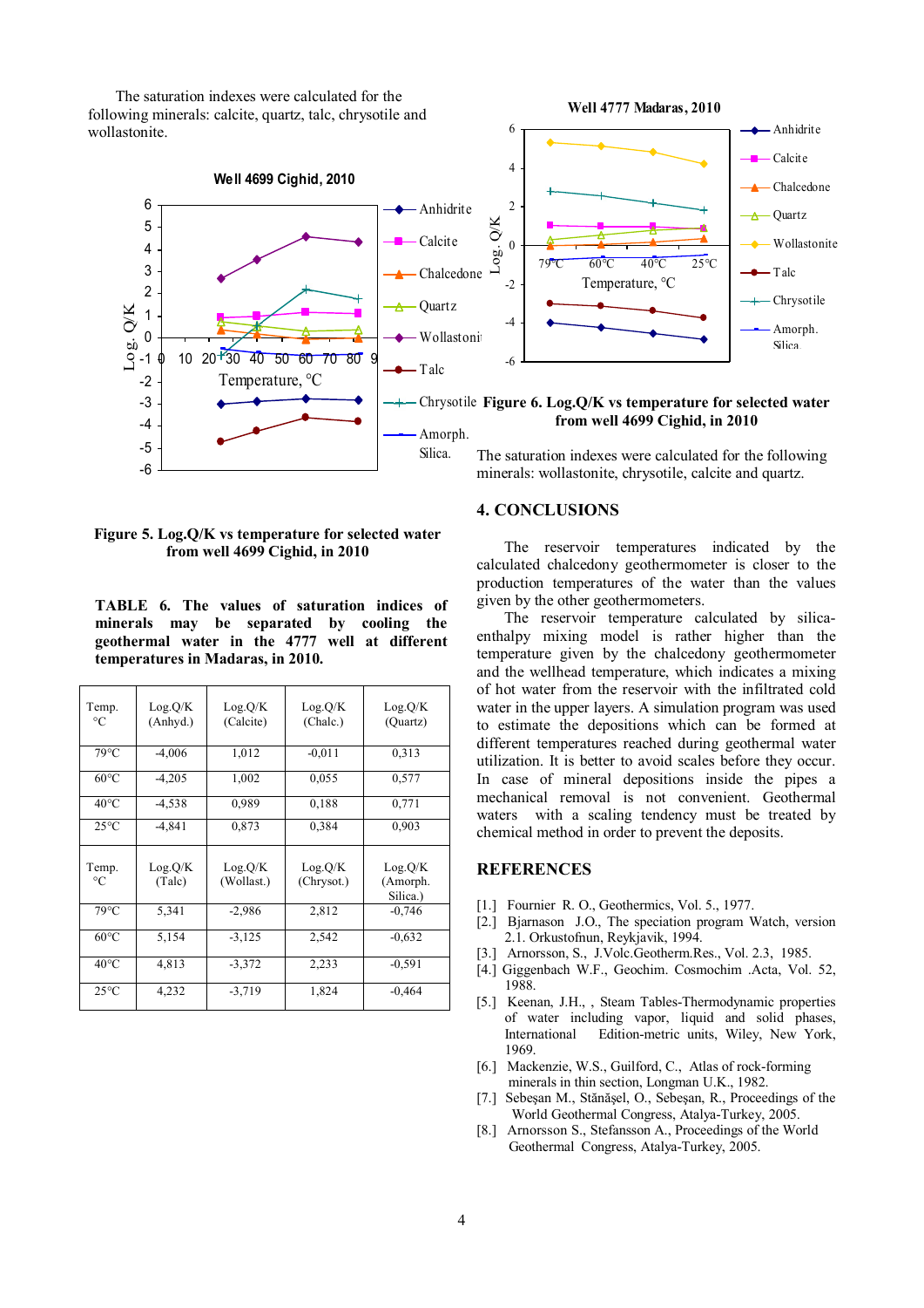The saturation indexes were calculated for the following minerals: calcite, quartz, talc, chrysotile and wollastonite.

Well 4699 Cighid, 2010

Log. Q/K

6
5
4
3
2
1
0
-1
-2
-3
-4
-5
-6

0 10 20 30 40 50 60 70 80 9

Temperature, °C

Anhidrite
Calcite
Chalcedone
Quartz
Wollastonit
Talc
Chrysotile
Amorph. Silica.

**Figure 5. Log.Q/K vs temperature for selected water from well 4699 Cighid, in 2010**

**TABLE 6. The values of saturation indices of minerals may be separated by cooling the geothermal water in the 4777 well at different temperatures in Madaras, in 2010.**

| Temp. °C | Log.Q/K (Anhyd.) | Log.Q/K (Calcite) | Log.Q/K (Chalc.) | Log.Q/K (Quartz) |
|---|---|---|---|---|
| 79°C | -4,006 | 1,012 | -0,011 | 0,313 |
| 60°C | -4,205 | 1,002 | 0,055 | 0,577 |
| 40°C | -4,538 | 0,989 | 0,188 | 0,771 |
| 25°C | -4,841 | 0,873 | 0,384 | 0,903 |
| Temp. °C | Log.Q/K (Talc) | Log.Q/K (Wollast.) | Log.Q/K (Chrysot.) | Log.Q/K (Amorph. Silica.) |
| 79°C | 5,341 | -2,986 | 2,812 | -0,746 |
| 60°C | 5,154 | -3,125 | 2,542 | -0,632 |
| 40°C | 4,813 | -3,372 | 2,233 | -0,591 |
| 25°C | 4,232 | -3,719 | 1,824 | -0,464 |

Well 4777 Madaras, 2010

Log. Q/K

6
4
2
0
-2
-4
-6

79°C 60°C 40°C 25°C

Temperature, °C

Anhidrite
Calcite
Chalcedone
Quartz
Wollastonite
Talc
Chrysotile
Amorph. Silica

**Figure 6. Log.Q/K vs temperature for selected water from well 4699 Cighid, in 2010**

The saturation indexes were calculated for the following minerals: wollastonite, chrysotile, calcite and quartz.

## 4. CONCLUSIONS

The reservoir temperatures indicated by the calculated chalcedony geothermometer is closer to the production temperatures of the water than the values given by the other geothermometers.

The reservoir temperature calculated by silica-enthalpy mixing model is rather higher than the temperature given by the chalcedony geothermometer and the wellhead temperature, which indicates a mixing of hot water from the reservoir with the infiltrated cold water in the upper layers. A simulation program was used to estimate the depositions which can be formed at different temperatures reached during geothermal water utilization. It is better to avoid scales before they occur. In case of mineral depositions inside the pipes a mechanical removal is not convenient. Geothermal waters with a scaling tendency must be treated by chemical method in order to prevent the deposits.

## REFERENCES

[1.] Fournier R. O., Geothermics, Vol. 5., 1977.

[2.] Bjarnason J.O., The speciation program Watch, version 2.1. Orkustofnun, Reykjavik, 1994.

[3.] Arnorsson, S., J.Volc.Geotherm.Res., Vol. 2.3, 1985.

[4.] Giggenbach W.F., Geochim. Cosmochim .Acta, Vol. 52, 1988.

[5.] Keenan, J.H., , Steam Tables-Thermodynamic properties of water including vapor, liquid and solid phases, International Edition-metric units, Wiley, New York, 1969.

[6.] Mackenzie, W.S., Guilford, C., Atlas of rock-forming minerals in thin section, Longman U.K., 1982.

[7.] Sebeşan M., Stănăşel, O., Sebeşan, R., Proceedings of the World Geothermal Congress, Atalya-Turkey, 2005.

[8.] Arnorsson S., Stefansson A., Proceedings of the World Geothermal Congress, Atalya-Turkey, 2005.